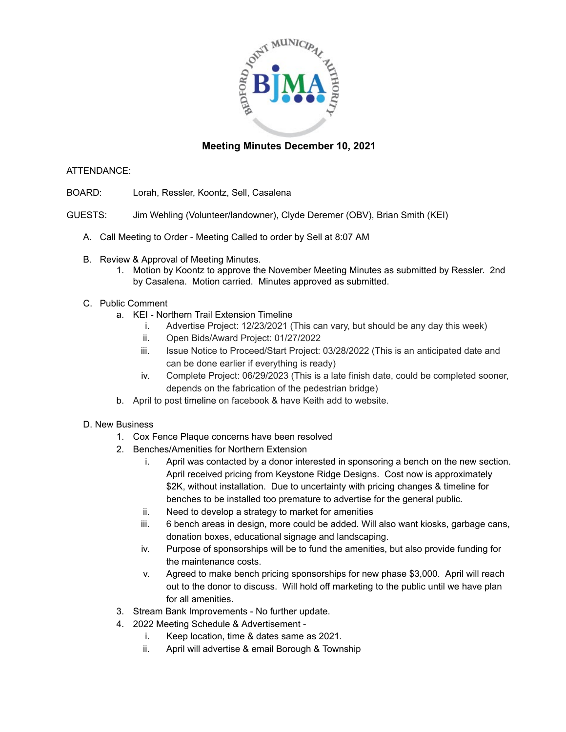# Meeting Minutes December 10, 2021

ATTENDANCE:

BOARD: Lorah, Ressler, Koontz, Sell, Casalena

GUESTS: Jim Wehling (Volunteer/landowner), Clyde Deremer (OBV), Brian Smith (KEI)

A. Call Meeting to Order - Meeting Called to order by Sell at 8:07 AM

B. Review & Approval of Meeting Minutes.
   1. Motion by Koontz to approve the November Meeting Minutes as submitted by Ressler. 2nd by Casalena. Motion carried. Minutes approved as submitted.

C. Public Comment
   a. KEI - Northern Trail Extension Timeline
      i. Advertise Project: 12/23/2021 (This can vary, but should be any day this week)
      ii. Open Bids/Award Project: 01/27/2022
      iii. Issue Notice to Proceed/Start Project: 03/28/2022 (This is an anticipated date and can be done earlier if everything is ready)
      iv. Complete Project: 06/29/2023 (This is a late finish date, could be completed sooner, depends on the fabrication of the pedestrian bridge)
   b. April to post timeline on facebook & have Keith add to website.

D. New Business
   1. Cox Fence Plaque concerns have been resolved
   2. Benches/Amenities for Northern Extension
      i. April was contacted by a donor interested in sponsoring a bench on the new section. April received pricing from Keystone Ridge Designs. Cost now is approximately $2K, without installation. Due to uncertainty with pricing changes & timeline for benches to be installed too premature to advertise for the general public.
      ii. Need to develop a strategy to market for amenities
      iii. 6 bench areas in design, more could be added. Will also want kiosks, garbage cans, donation boxes, educational signage and landscaping.
      iv. Purpose of sponsorships will be to fund the amenities, but also provide funding for the maintenance costs.
      v. Agreed to make bench pricing sponsorships for new phase $3,000. April will reach out to the donor to discuss. Will hold off marketing to the public until we have plan for all amenities.
   3. Stream Bank Improvements - No further update.
   4. 2022 Meeting Schedule & Advertisement -
      i. Keep location, time & dates same as 2021.
      ii. April will advertise & email Borough & Township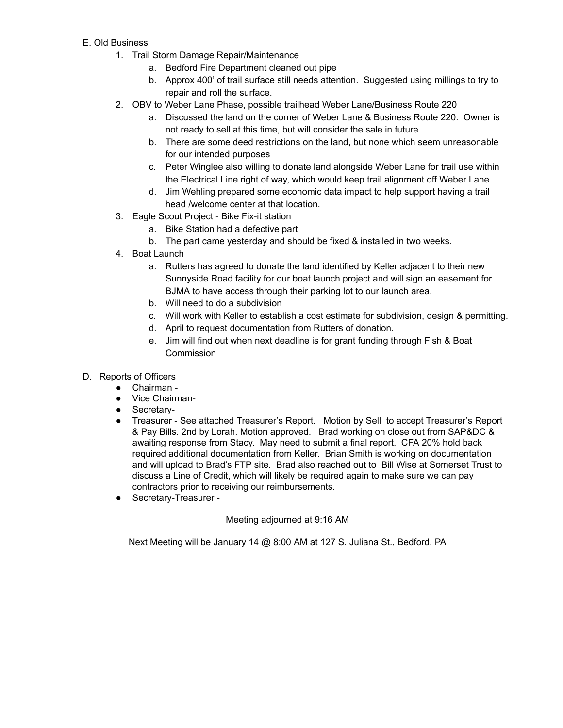E. Old Business

1. Trail Storm Damage Repair/Maintenance
    a. Bedford Fire Department cleaned out pipe
    b. Approx 400' of trail surface still needs attention. Suggested using millings to try to repair and roll the surface.
2. OBV to Weber Lane Phase, possible trailhead Weber Lane/Business Route 220
    a. Discussed the land on the corner of Weber Lane & Business Route 220. Owner is not ready to sell at this time, but will consider the sale in future.
    b. There are some deed restrictions on the land, but none which seem unreasonable for our intended purposes
    c. Peter Winglee also willing to donate land alongside Weber Lane for trail use within the Electrical Line right of way, which would keep trail alignment off Weber Lane.
    d. Jim Wehling prepared some economic data impact to help support having a trail head /welcome center at that location.
3. Eagle Scout Project - Bike Fix-it station
    a. Bike Station had a defective part
    b. The part came yesterday and should be fixed & installed in two weeks.
4. Boat Launch
    a. Rutters has agreed to donate the land identified by Keller adjacent to their new Sunnyside Road facility for our boat launch project and will sign an easement for BJMA to have access through their parking lot to our launch area.
    b. Will need to do a subdivision
    c. Will work with Keller to establish a cost estimate for subdivision, design & permitting.
    d. April to request documentation from Rutters of donation.
    e. Jim will find out when next deadline is for grant funding through Fish & Boat Commission

D. Reports of Officers

- Chairman -
- Vice Chairman-
- Secretary-
- Treasurer - See attached Treasurer's Report. Motion by Sell to accept Treasurer's Report & Pay Bills. 2nd by Lorah. Motion approved. Brad working on close out from SAP&DC & awaiting response from Stacy. May need to submit a final report. CFA 20% hold back required additional documentation from Keller. Brian Smith is working on documentation and will upload to Brad's FTP site. Brad also reached out to Bill Wise at Somerset Trust to discuss a Line of Credit, which will likely be required again to make sure we can pay contractors prior to receiving our reimbursements.
- Secretary-Treasurer -

Meeting adjourned at 9:16 AM

Next Meeting will be January 14 @ 8:00 AM at 127 S. Juliana St., Bedford, PA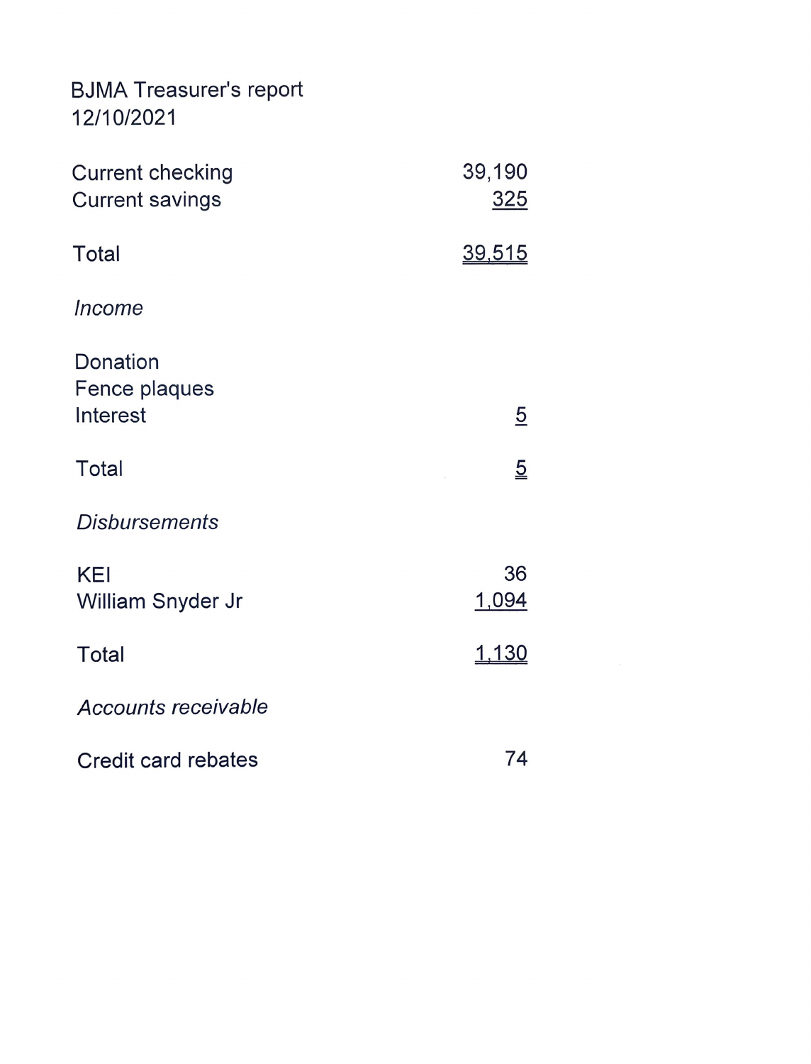BJMA Treasurer's report
12/10/2021

| | |
|---|---|
| Current checking | 39,190 |
| Current savings | 325 |
| Total | 39,515 |
| *Income* | |
| Donation | |
| Fence plaques | |
| Interest | 5 |
| Total | 5 |
| *Disbursements* | |
| KEI | 36 |
| William Snyder Jr | 1,094 |
| Total | 1,130 |
| *Accounts receivable* | |
| Credit card rebates | 74 |